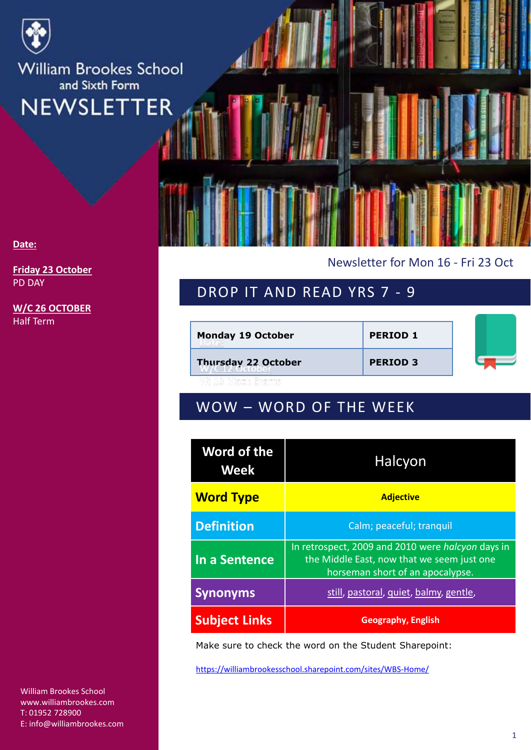# William Brookes School and Sixth Form NEWSLETTER

**Date:**

**Friday 23 October**
PD DAY

**W/C 26 OCTOBER**
Half Term

Newsletter for Mon 16 - Fri 23 Oct

## DROP IT AND READ YRS 7 - 9

| | |
|---|---|
| **Monday 19 October** | **PERIOD 1** |
| **Thursday 22 October** | **PERIOD 3** |

## WOW – WORD OF THE WEEK

| **Word of the Week** | Halcyon |
|---|---|
| **Word Type** | **Adjective** |
| **Definition** | Calm; peaceful; tranquil |
| **In a Sentence** | In retrospect, 2009 and 2010 were *halcyon* days in the Middle East, now that we seem just one horseman short of an apocalypse. |
| **Synonyms** | still, pastoral, quiet, balmy, gentle, |
| **Subject Links** | **Geography, English** |

Make sure to check the word on the Student Sharepoint:

https://williambrookesschool.sharepoint.com/sites/WBS-Home/

William Brookes School
www.williambrookes.com
T: 01952 728900
E: info@williambrookes.com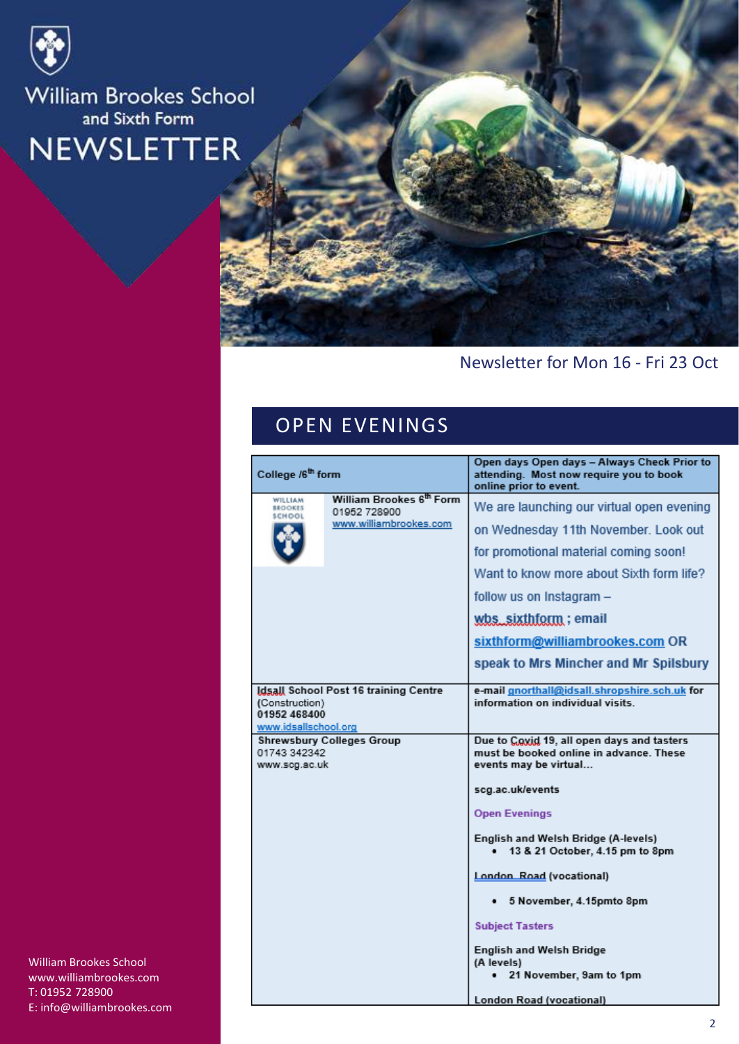William Brookes School
and Sixth Form

# NEWSLETTER

Newsletter for Mon 16 - Fri 23 Oct

## OPEN EVENINGS

| College /6th form | Open days Open days – Always Check Prior to attending. Most now require you to book online prior to event. |
|---|---|
| William Brookes 6th Form<br>01952 728900<br>www.williambrookes.com | We are launching our virtual open evening on Wednesday 11th November. Look out for promotional material coming soon! Want to know more about Sixth form life? follow us on Instagram – wbs_sixthform ; email sixthform@williambrookes.com OR speak to Mrs Mincher and Mr Spilsbury |
| Idsall School Post 16 training Centre (Construction)<br>01952 468400<br>www.idsallschool.org | e-mail gnorthall@idsall.shropshire.sch.uk for information on individual visits. |
| Shrewsbury Colleges Group<br>01743 342342<br>www.scg.ac.uk | Due to Covid 19, all open days and tasters must be booked online in advance. These events may be virtual...<br><br>scg.ac.uk/events<br><br>**Open Evenings**<br><br>English and Welsh Bridge (A-levels)<br>• 13 & 21 October, 4.15 pm to 8pm<br><br>London Road (vocational)<br>• 5 November, 4.15pmto 8pm<br><br>**Subject Tasters**<br><br>English and Welsh Bridge (A levels)<br>• 21 November, 9am to 1pm<br><br>London Road (vocational) |

William Brookes School
www.williambrookes.com
T: 01952 728900
E: info@williambrookes.com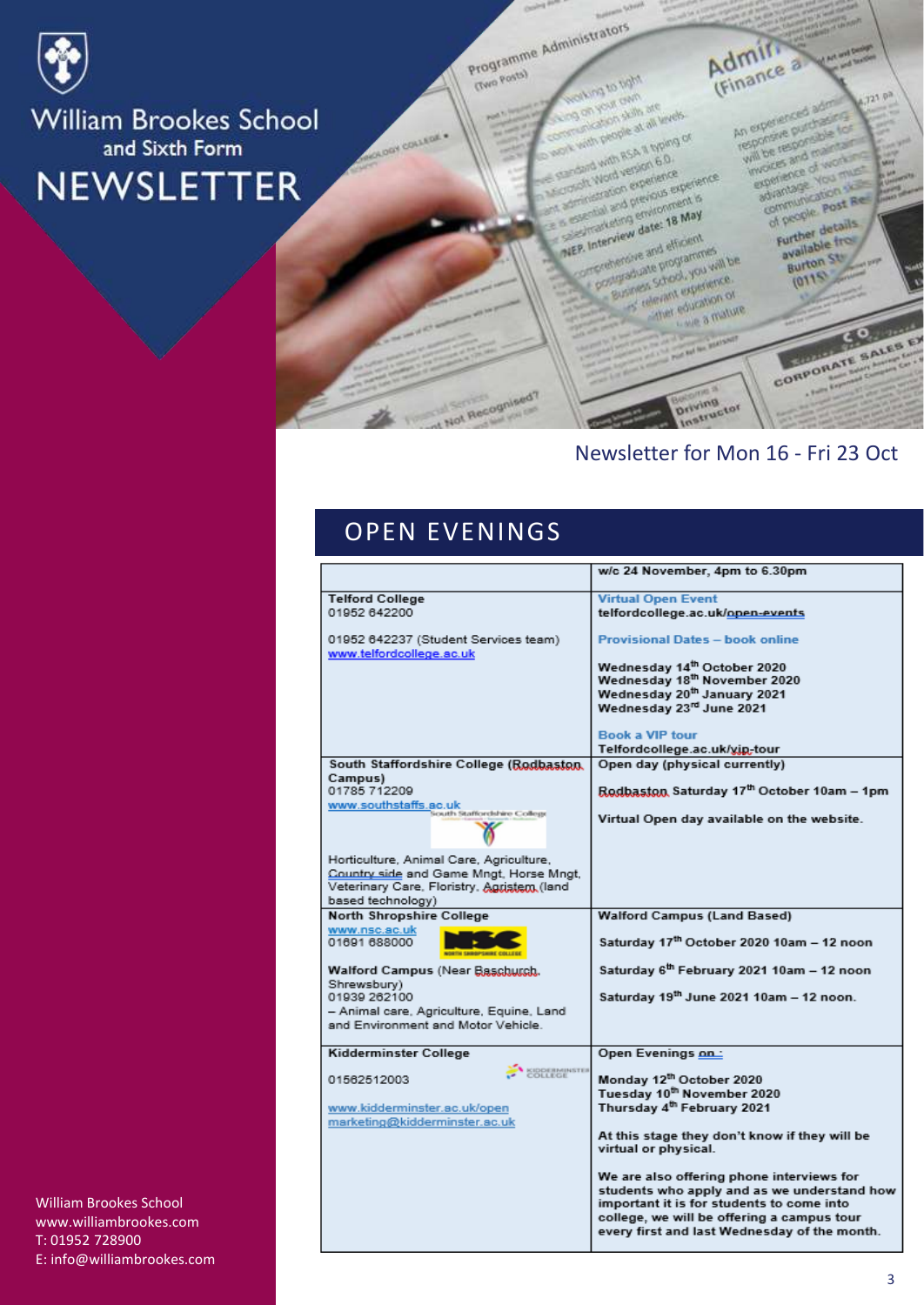William Brookes School and Sixth Form

# NEWSLETTER

Newsletter for Mon 16 - Fri 23 Oct

## OPEN EVENINGS

| | w/c 24 November, 4pm to 6.30pm |
|---|---|
| **Telford College**<br>01952 642200<br><br>01952 642237 (Student Services team)<br>www.telfordcollege.ac.uk | Virtual Open Event<br>telfordcollege.ac.uk/open-events<br><br>Provisional Dates – book online<br><br>**Wednesday 14th October 2020**<br>**Wednesday 18th November 2020**<br>**Wednesday 20th January 2021**<br>**Wednesday 23rd June 2021**<br><br>Book a VIP tour<br>Telfordcollege.ac.uk/vip-tour |
| **South Staffordshire College (Rodbaston Campus)**<br>01785 712209<br>www.southstaffs.ac.uk<br><br>Horticulture, Animal Care, Agriculture, Country side and Game Mngt, Horse Mngt, Veterinary Care, Floristry, Agristem (land based technology) | **Open day (physical currently)**<br><br>**Rodbaston Saturday 17th October 10am – 1pm**<br><br>**Virtual Open day available on the website.** |
| **North Shropshire College**<br>www.nsc.ac.uk<br>01691 688000<br><br>**Walford Campus** (Near Baschurch, Shrewsbury)<br>01939 262100<br>– Animal care, Agriculture, Equine, Land and Environment and Motor Vehicle. | **Walford Campus (Land Based)**<br><br>**Saturday 17th October 2020 10am – 12 noon**<br><br>**Saturday 6th February 2021 10am – 12 noon**<br><br>**Saturday 19th June 2021 10am – 12 noon.** |
| **Kidderminster College**<br><br>01562512003<br><br>www.kidderminster.ac.uk/open<br>marketing@kidderminster.ac.uk | **Open Evenings on :**<br><br>**Monday 12th October 2020**<br>**Tuesday 10th November 2020**<br>**Thursday 4th February 2021**<br><br>**At this stage they don't know if they will be virtual or physical.**<br><br>**We are also offering phone interviews for students who apply and as we understand how important it is for students to come into college, we will be offering a campus tour every first and last Wednesday of the month.** |

William Brookes School
www.williambrookes.com
T: 01952 728900
E: info@williambrookes.com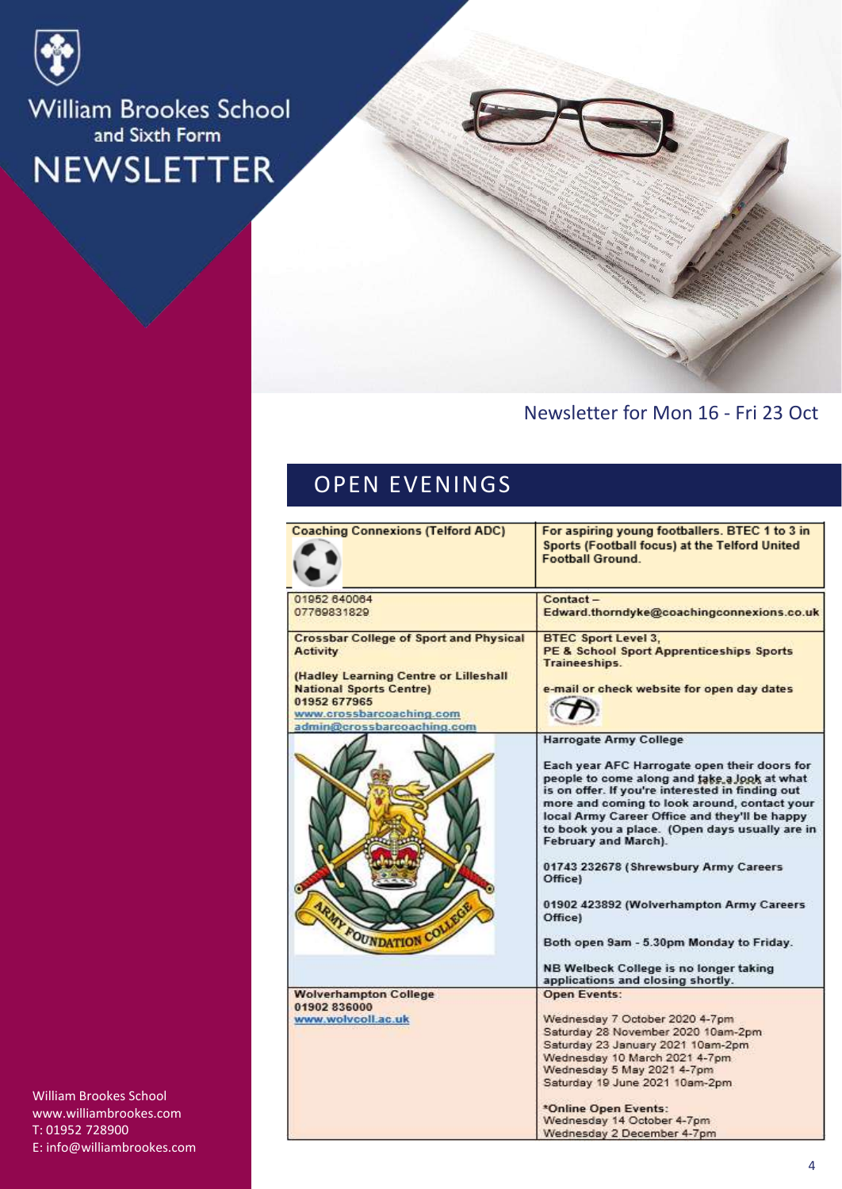# William Brookes School and Sixth Form NEWSLETTER

Newsletter for Mon 16 - Fri 23 Oct

## OPEN EVENINGS

| | |
|---|---|
| **Coaching Connexions (Telford ADC)** | **For aspiring young footballers. BTEC 1 to 3 in Sports (Football focus) at the Telford United Football Ground.** |
| 01952 640064<br>07769831829 | Contact –<br>Edward.thorndyke@coachingconnexions.co.uk |
| **Crossbar College of Sport and Physical Activity**<br><br>**(Hadley Learning Centre or Lilleshall National Sports Centre)**<br>**01952 677965**<br>www.crossbarcoaching.com<br>admin@crossbarcoaching.com | **BTEC Sport Level 3,**<br>**PE & School Sport Apprenticeships Sports Traineeships.**<br><br>**e-mail or check website for open day dates** |
| | **Harrogate Army College**<br><br>**Each year AFC Harrogate open their doors for people to come along and take a look at what is on offer. If you're interested in finding out more and coming to look around, contact your local Army Career Office and they'll be happy to book you a place. (Open days usually are in February and March).**<br><br>**01743 232678 (Shrewsbury Army Careers Office)**<br><br>**01902 423892 (Wolverhampton Army Careers Office)**<br><br>**Both open 9am - 5.30pm Monday to Friday.**<br><br>**NB Welbeck College is no longer taking applications and closing shortly.** |
| **Wolverhampton College**<br>**01902 836000**<br>www.wolvcoll.ac.uk | **Open Events:**<br><br>Wednesday 7 October 2020 4-7pm<br>Saturday 28 November 2020 10am-2pm<br>Saturday 23 January 2021 10am-2pm<br>Wednesday 10 March 2021 4-7pm<br>Wednesday 5 May 2021 4-7pm<br>Saturday 19 June 2021 10am-2pm<br><br>*Online Open Events:<br>Wednesday 14 October 4-7pm<br>Wednesday 2 December 4-7pm |

William Brookes School
www.williambrookes.com
T: 01952 728900
E: info@williambrookes.com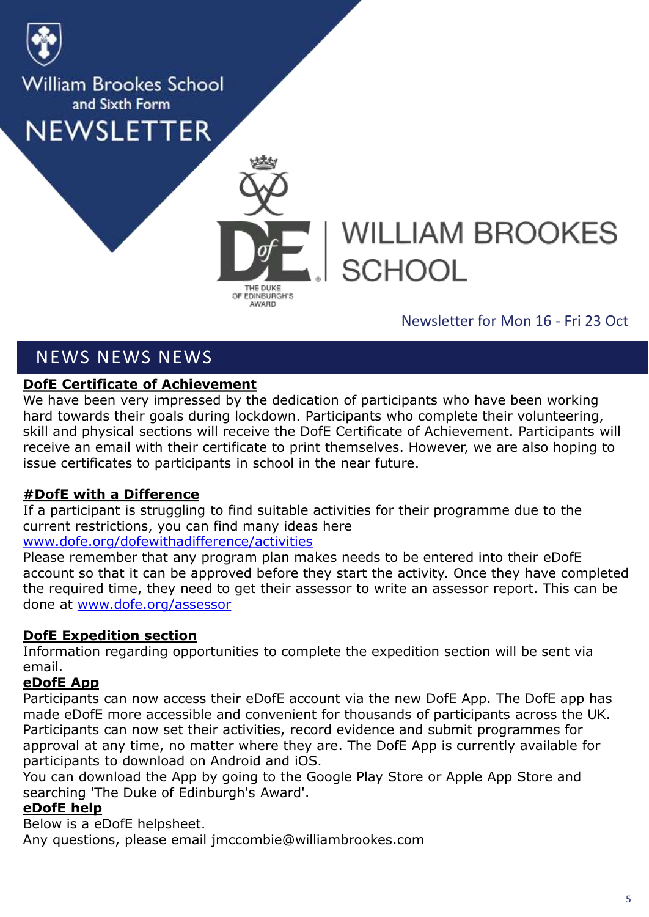William Brookes School and Sixth Form

# NEWSLETTER

WILLIAM BROOKES SCHOOL

THE DUKE OF EDINBURGH'S AWARD

Newsletter for Mon 16 - Fri 23 Oct

## NEWS NEWS NEWS

**DofE Certificate of Achievement**

We have been very impressed by the dedication of participants who have been working hard towards their goals during lockdown. Participants who complete their volunteering, skill and physical sections will receive the DofE Certificate of Achievement. Participants will receive an email with their certificate to print themselves. However, we are also hoping to issue certificates to participants in school in the near future.

**#DofE with a Difference**

If a participant is struggling to find suitable activities for their programme due to the current restrictions, you can find many ideas here [www.dofe.org/dofewithadifference/activities](www.dofe.org/dofewithadifference/activities)

Please remember that any program plan makes needs to be entered into their eDofE account so that it can be approved before they start the activity. Once they have completed the required time, they need to get their assessor to write an assessor report. This can be done at [www.dofe.org/assessor](www.dofe.org/assessor)

**DofE Expedition section**

Information regarding opportunities to complete the expedition section will be sent via email.

**eDofE App**

Participants can now access their eDofE account via the new DofE App. The DofE app has made eDofE more accessible and convenient for thousands of participants across the UK. Participants can now set their activities, record evidence and submit programmes for approval at any time, no matter where they are. The DofE App is currently available for participants to download on Android and iOS.

You can download the App by going to the Google Play Store or Apple App Store and searching 'The Duke of Edinburgh's Award'.

**eDofE help**

Below is a eDofE helpsheet.

Any questions, please email jmccombie@williambrookes.com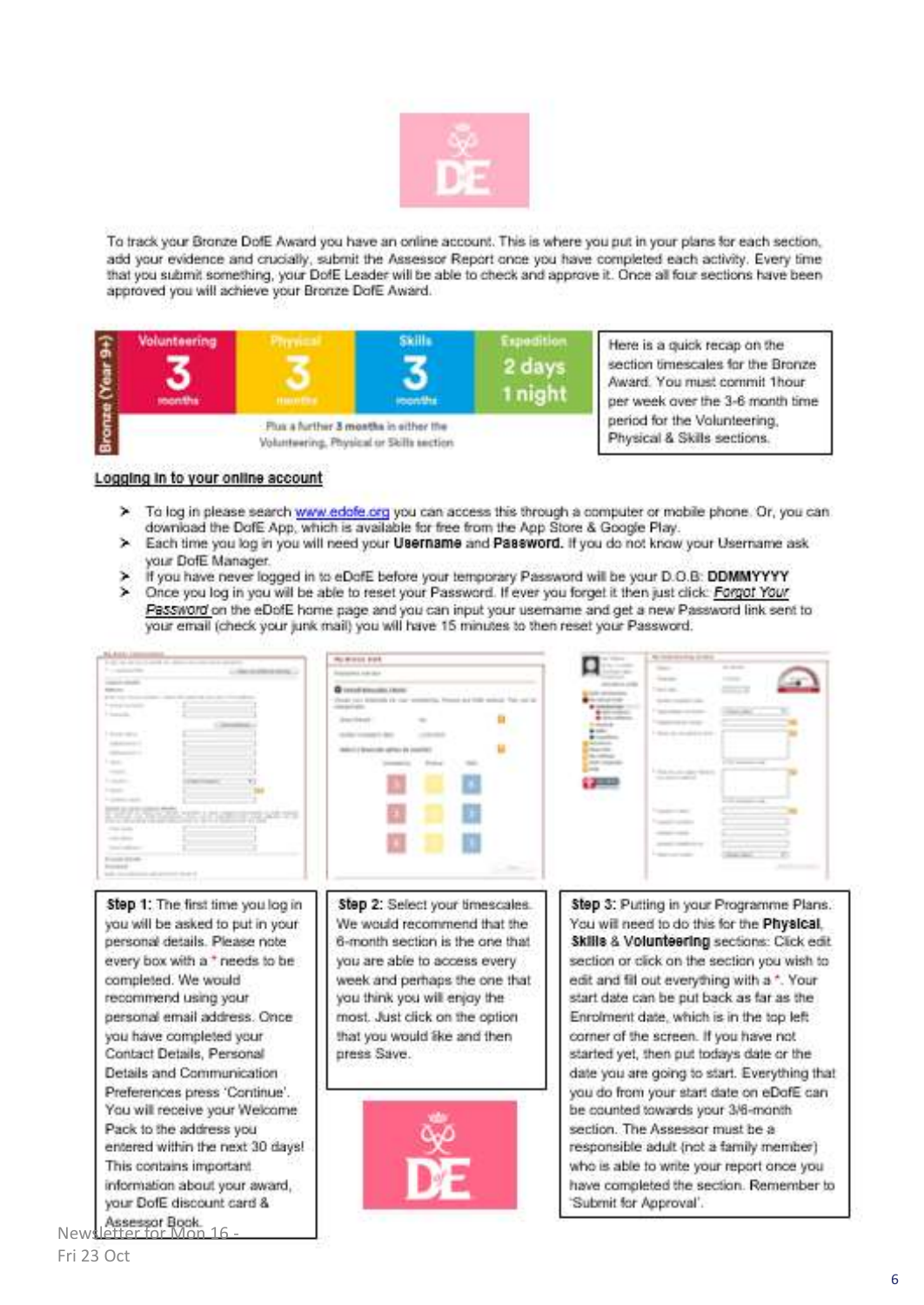To track your Bronze DofE Award you have an online account. This is where you put in your plans for each section, add your evidence and crucially, submit the Assessor Report once you have completed each activity. Every time that you submit something, your DofE Leader will be able to check and approve it. Once all four sections have been approved you will achieve your Bronze DofE Award.

| Bronze (Year 9+) | Volunteering | Physical | Skills | Expedition |
|---|---|---|---|---|
| | 3 months | 3 months | 3 months | 2 days 1 night |
| | Plus a further 3 months in either the Volunteering, Physical or Skills section | | | |

Here is a quick recap on the section timescales for the Bronze Award. You must commit 1hour per week over the 3-6 month time period for the Volunteering, Physical & Skills sections.

## Logging in to your online account

- To log in please search www.edofe.org you can access this through a computer or mobile phone. Or, you can download the DofE App, which is available for free from the App Store & Google Play.
- Each time you log in you will need your **Username** and **Password.** If you do not know your Username ask your DofE Manager.
- If you have never logged in to eDofE before your temporary Password will be your D.O.B: **DDMMYYYY**
- Once you log in you will be able to reset your Password. If ever you forget it then just click: *Forgot Your Password* on the eDofE home page and you can input your username and get a new Password link sent to your email (check your junk mail) you will have 15 minutes to then reset your Password.

**Step 1:** The first time you log in you will be asked to put in your personal details. Please note every box with a * needs to be completed. We would recommend using your personal email address. Once you have completed your Contact Details, Personal Details and Communication Preferences press 'Continue'. You will receive your Welcome Pack to the address you entered within the next 30 days! This contains important information about your award, your DofE discount card & Assessor Book.

**Step 2:** Select your timescales. We would recommend that the 6-month section is the one that you are able to access every week and perhaps the one that you think you will enjoy the most. Just click on the option that you would like and then press Save.

**Step 3:** Putting in your Programme Plans. You will need to do this for the **Physical**, **Skills** & **Volunteering** sections: Click edit section or click on the section you wish to edit and fill out everything with a *. Your start date can be put back as far as the Enrolment date, which is in the top left corner of the screen. If you have not started yet, then put todays date or the date you are going to start. Everything that you do from your start date on eDofE can be counted towards your 3/6-month section. The Assessor must be a responsible adult (not a family member) who is able to write your report once you have completed the section. Remember to 'Submit for Approval'.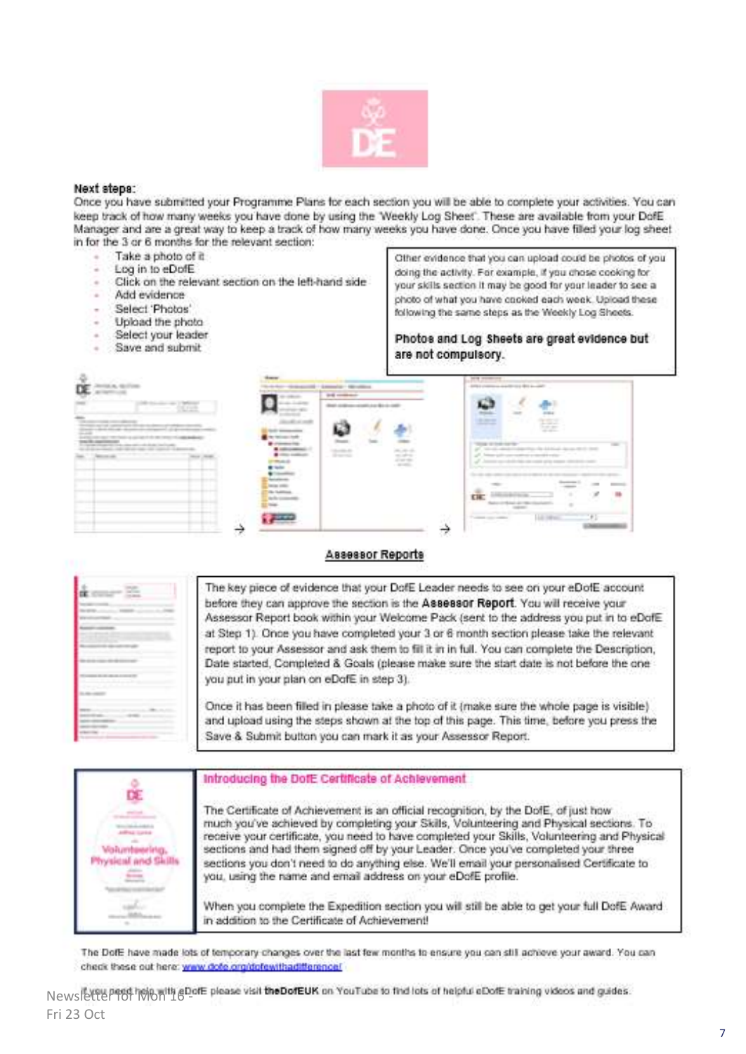**Next steps:**

Once you have submitted your Programme Plans for each section you will be able to complete your activities. You can keep track of how many weeks you have done by using the 'Weekly Log Sheet'. These are available from your DofE Manager and are a great way to keep a track of how many weeks you have done. Once you have filled your log sheet in for the 3 or 6 months for the relevant section:

- Take a photo of it
- Log in to eDofE
- Click on the relevant section on the left-hand side
- Add evidence
- Select 'Photos'
- Upload the photo
- Select your leader
- Save and submit

Other evidence that you can upload could be photos of you doing the activity. For example, if you chose cooking for your skills section it may be good for your leader to see a photo of what you have cooked each week. Upload these following the same steps as the Weekly Log Sheets.

**Photos and Log Sheets are great evidence but are not compulsory.**

## Assessor Reports

The key piece of evidence that your DofE Leader needs to see on your eDofE account before they can approve the section is the **Assessor Report**. You will receive your Assessor Report book within your Welcome Pack (sent to the address you put in to eDofE at Step 1). Once you have completed your 3 or 6 month section please take the relevant report to your Assessor and ask them to fill it in in full. You can complete the Description, Date started, Completed & Goals (please make sure the start date is not before the one you put in your plan on eDofE in step 3).

Once it has been filled in please take a photo of it (make sure the whole page is visible) and upload using the steps shown at the top of this page. This time, before you press the Save & Submit button you can mark it as your Assessor Report.

## Introducing the DofE Certificate of Achievement

The Certificate of Achievement is an official recognition, by the DofE, of just how much you've achieved by completing your Skills, Volunteering and Physical sections. To receive your certificate, you need to have completed your Skills, Volunteering and Physical sections and had them signed off by your Leader. Once you've completed your three sections you don't need to do anything else. We'll email your personalised Certificate to you, using the name and email address on your eDofE profile.

When you complete the Expedition section you will still be able to get your full DofE Award in addition to the Certificate of Achievement!

The DofE have made lots of temporary changes over the last few months to ensure you can still achieve your award. You can check these out here: www.dofe.org/dofewithadifference/

If you need help with eDofE please visit **theDofEUK** on YouTube to find lots of helpful eDofE training videos and guides.

Newsletter for Mon 16 - Fri 23 Oct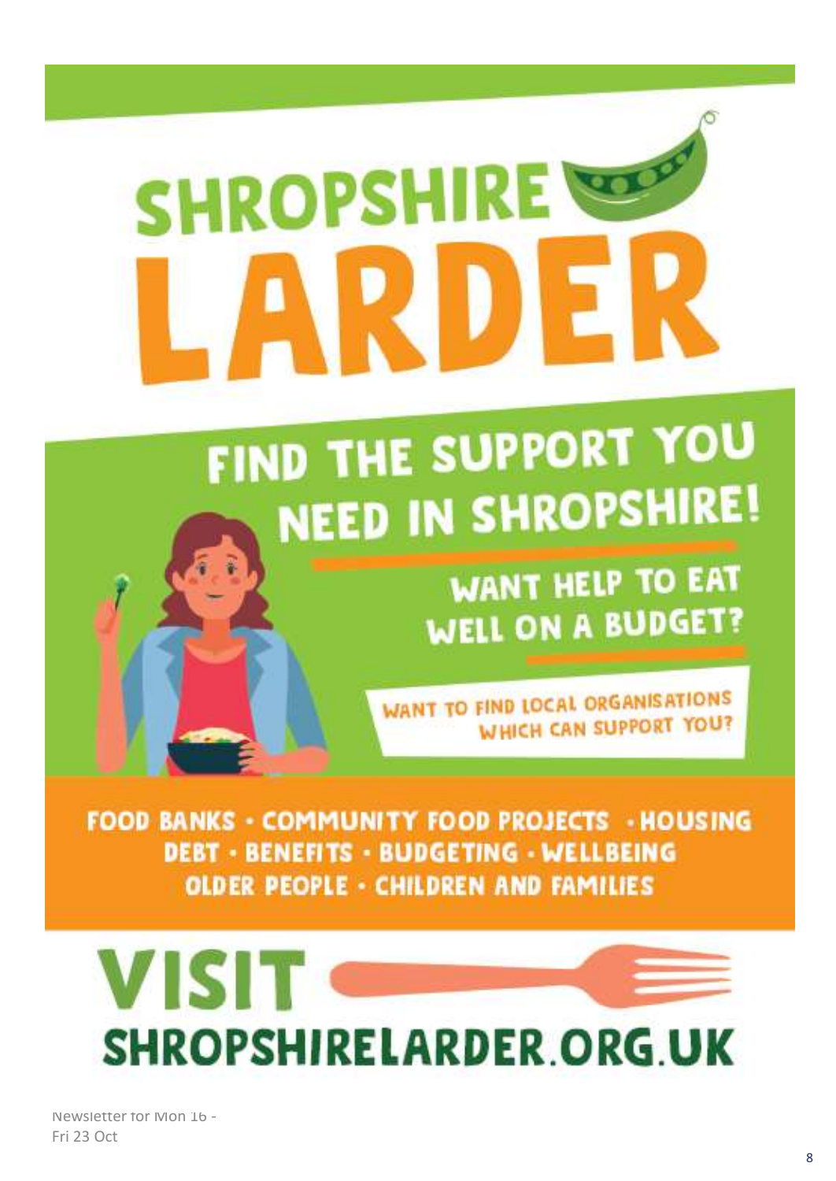# SHROPSHIRE LARDER

## FIND THE SUPPORT YOU NEED IN SHROPSHIRE!

### WANT HELP TO EAT WELL ON A BUDGET?

WANT TO FIND LOCAL ORGANISATIONS WHICH CAN SUPPORT YOU?

**FOOD BANKS · COMMUNITY FOOD PROJECTS · HOUSING**
**DEBT · BENEFITS · BUDGETING · WELLBEING**
**OLDER PEOPLE · CHILDREN AND FAMILIES**

## VISIT

## SHROPSHIRELARDER.ORG.UK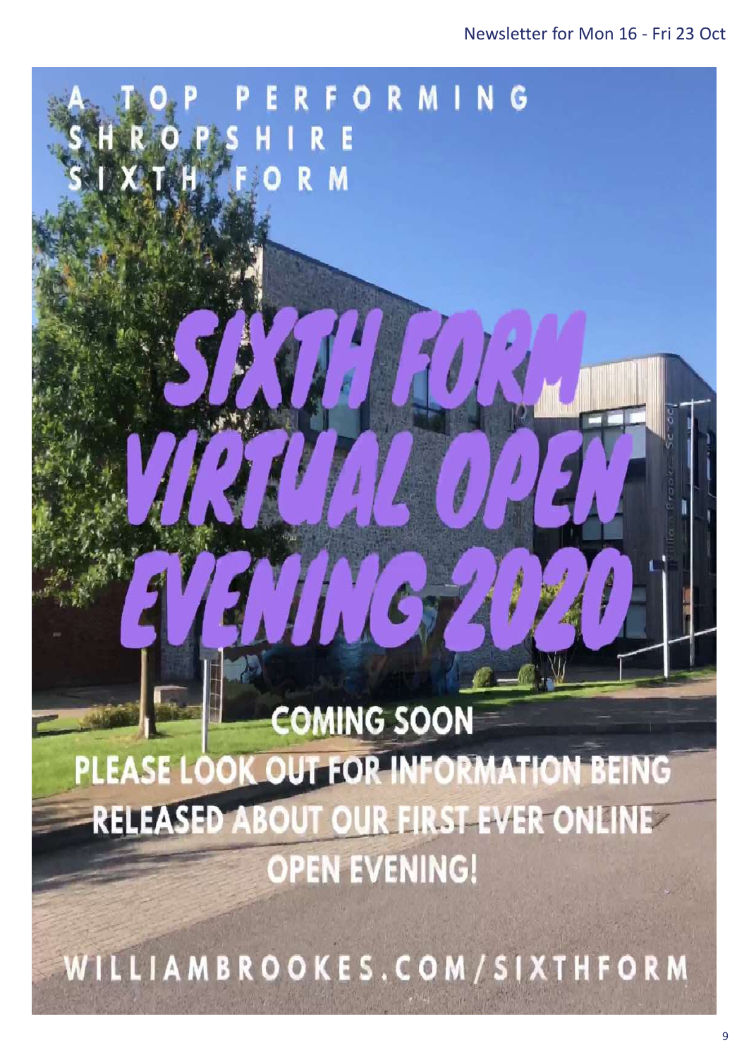A TOP PERFORMING SHROPSHIRE SIXTH FORM

# SIXTH FORM VIRTUAL OPEN EVENING 2020

**COMING SOON**

**PLEASE LOOK OUT FOR INFORMATION BEING RELEASED ABOUT OUR FIRST EVER ONLINE OPEN EVENING!**

WILLIAMBROOKES.COM/SIXTHFORM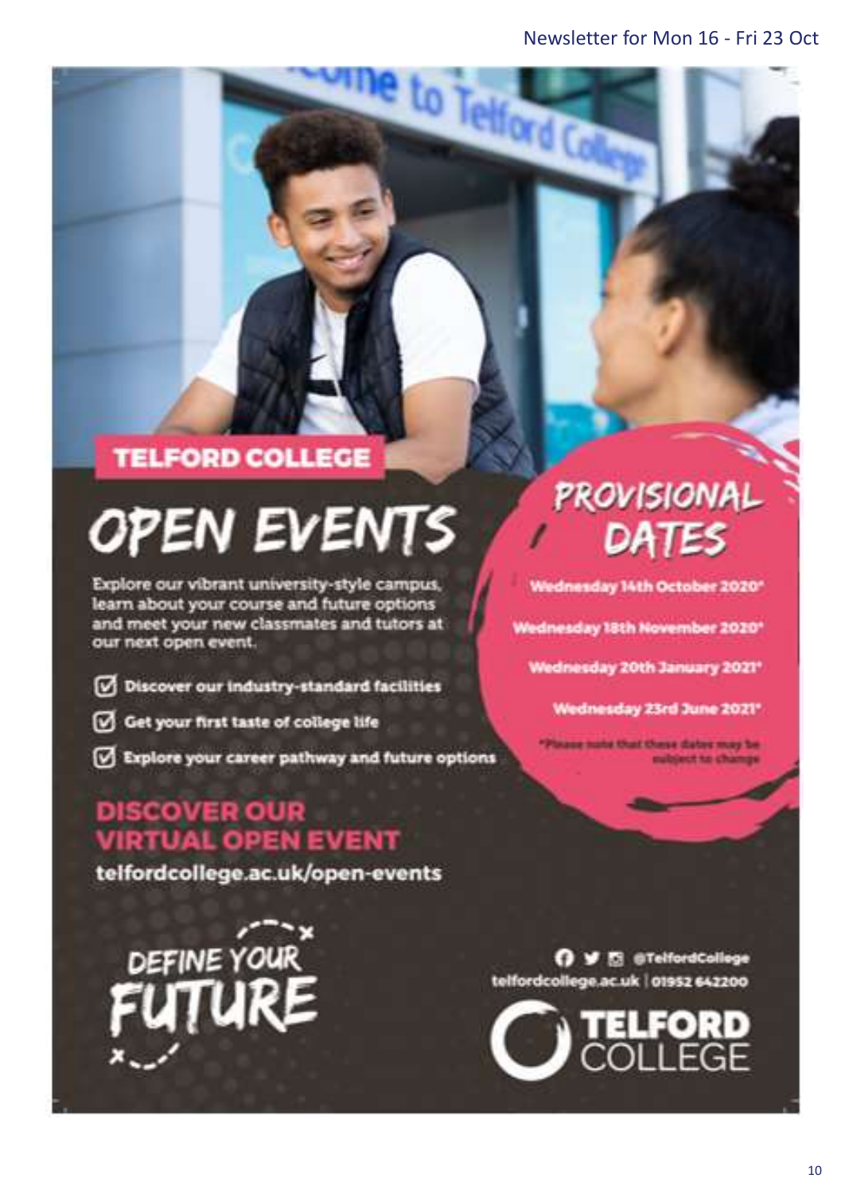## TELFORD COLLEGE

# OPEN EVENTS

Explore our vibrant university-style campus, learn about your course and future options and meet your new classmates and tutors at our next open event.

- ☑ Discover our industry-standard facilities
- ☑ Get your first taste of college life
- ☑ Explore your career pathway and future options

## PROVISIONAL DATES

Wednesday 14th October 2020*

Wednesday 18th November 2020*

Wednesday 20th January 2021*

Wednesday 23rd June 2021*

*Please note that these dates may be subject to change

## DISCOVER OUR VIRTUAL OPEN EVENT

telfordcollege.ac.uk/open-events

DEFINE YOUR FUTURE

@TelfordCollege

telfordcollege.ac.uk | 01952 642200

TELFORD COLLEGE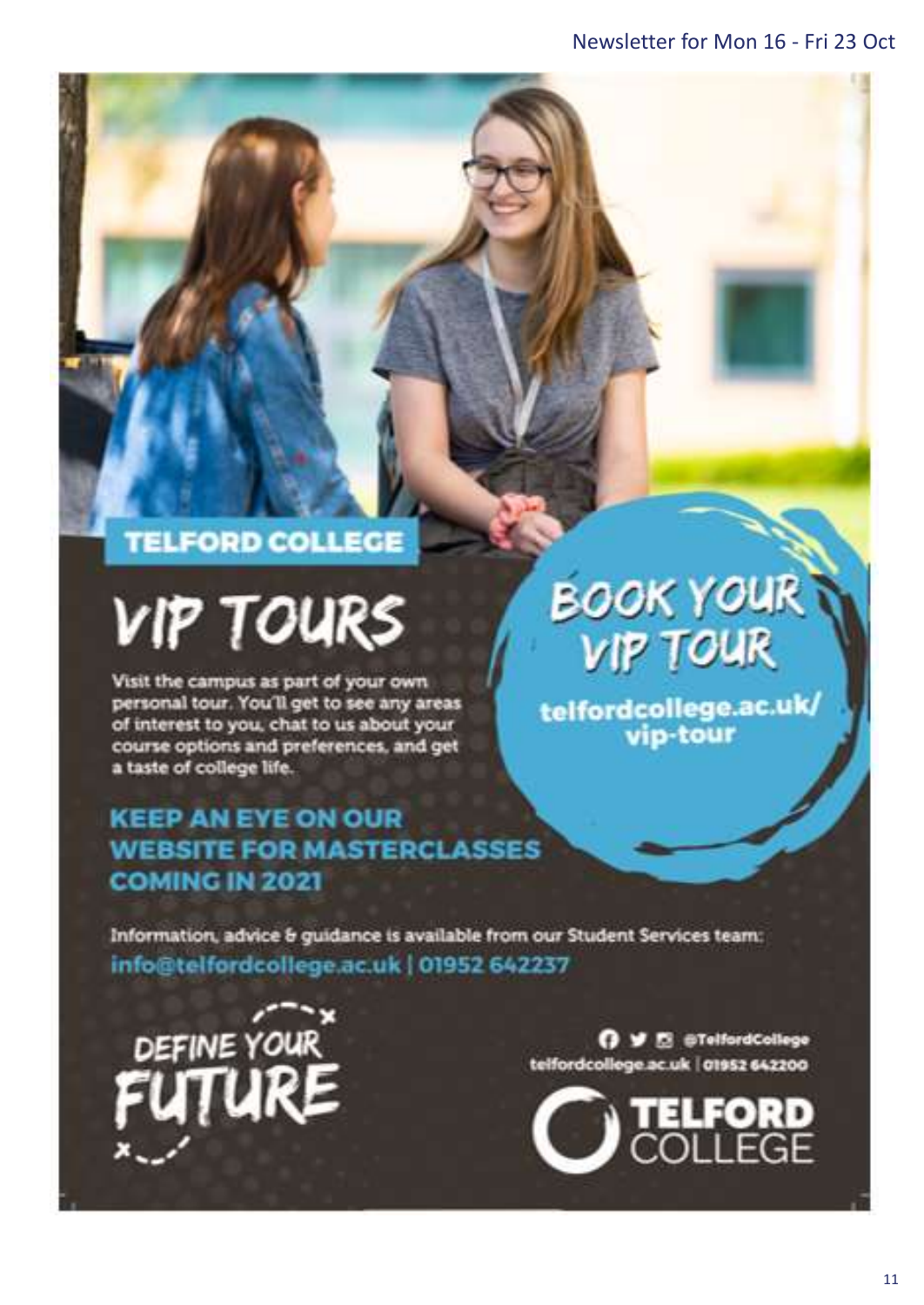## TELFORD COLLEGE

# VIP TOURS

Visit the campus as part of your own personal tour. You'll get to see any areas of interest to you, chat to us about your course options and preferences, and get a taste of college life.

## BOOK YOUR VIP TOUR

telfordcollege.ac.uk/vip-tour

## KEEP AN EYE ON OUR WEBSITE FOR MASTERCLASSES COMING IN 2021

Information, advice & guidance is available from our Student Services team:

info@telfordcollege.ac.uk | 01952 642237

DEFINE YOUR FUTURE

@TelfordCollege

telfordcollege.ac.uk | 01952 642200

TELFORD COLLEGE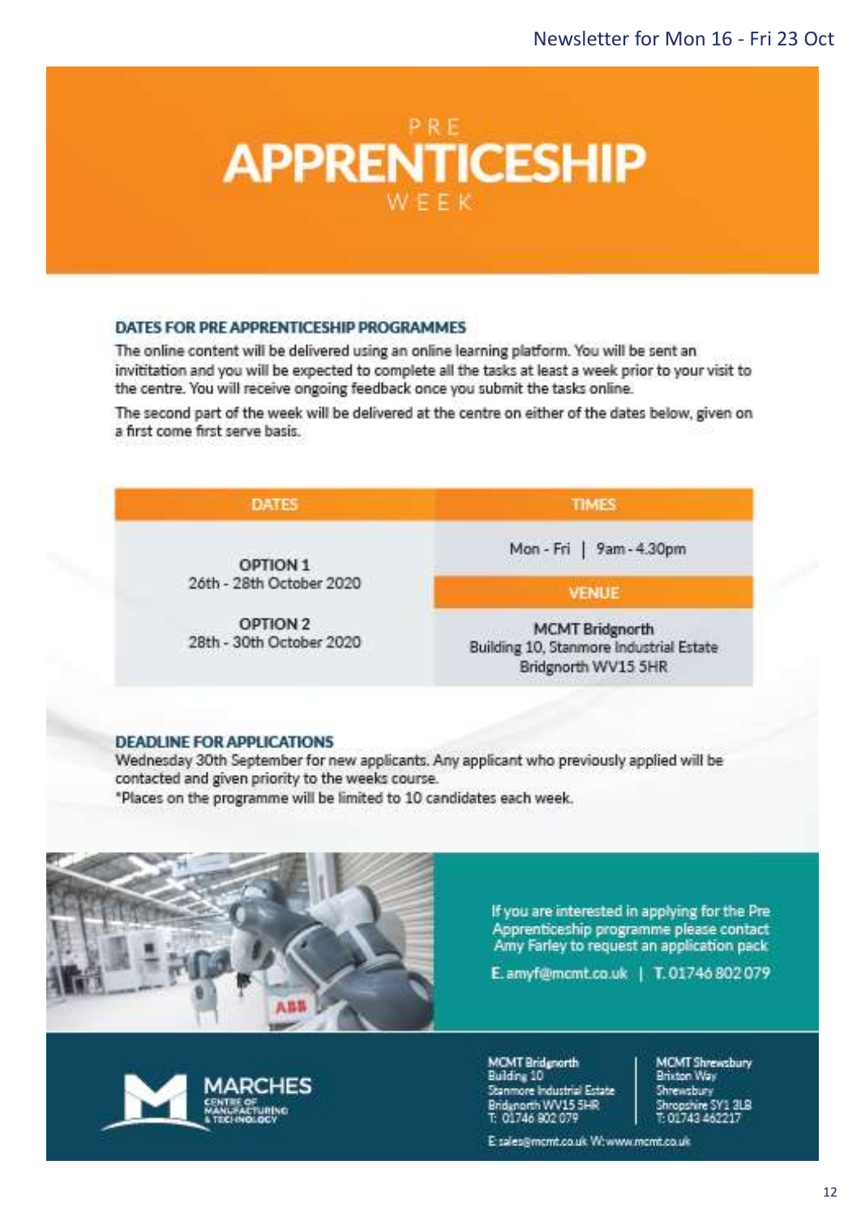# PRE APPRENTICESHIP WEEK

## DATES FOR PRE APPRENTICESHIP PROGRAMMES

The online content will be delivered using an online learning platform. You will be sent an invititation and you will be expected to complete all the tasks at least a week prior to your visit to the centre. You will receive ongoing feedback once you submit the tasks online.

The second part of the week will be delivered at the centre on either of the dates below, given on a first come first serve basis.

| DATES | TIMES |
|---|---|
| **OPTION 1** 26th - 28th October 2020 | Mon - Fri \| 9am - 4.30pm |
| **OPTION 2** 28th - 30th October 2020 | **VENUE:** **MCMT Bridgnorth** Building 10, Stanmore Industrial Estate Bridgnorth WV15 5HR |

## DEADLINE FOR APPLICATIONS

Wednesday 30th September for new applicants. Any applicant who previously applied will be contacted and given priority to the weeks course.

*Places on the programme will be limited to 10 candidates each week.

If you are interested in applying for the Pre Apprenticeship programme please contact Amy Farley to request an application pack

E. amyf@mcmt.co.uk | T. 01746 802 079

**MARCHES** CENTRE OF MANUFACTURING & TECHNOLOGY

**MCMT Bridgnorth**
Building 10
Stanmore Industrial Estate
Bridgnorth WV15 5HR
T: 01746 802 079

**MCMT Shrewsbury**
Brixton Way
Shrewsbury
Shropshire SY1 3LB
T: 01743 462217

E: sales@mcmt.co.uk W: www.mcmt.co.uk